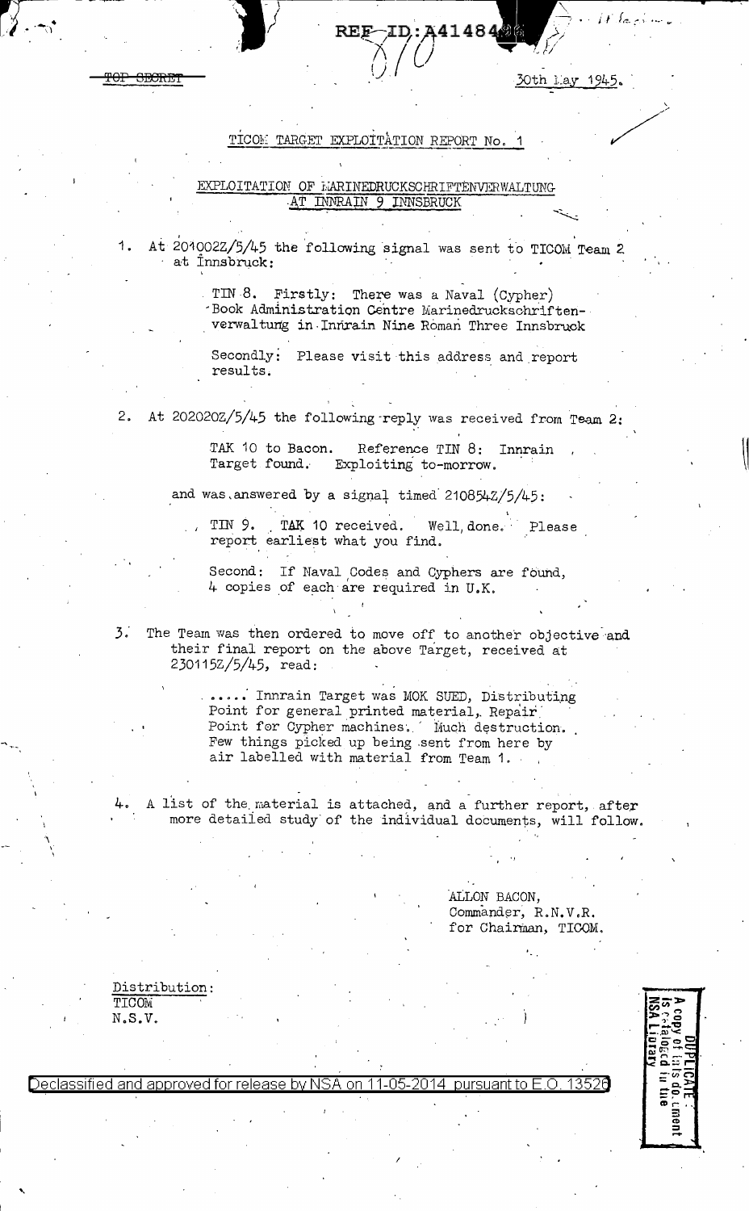REF ID:A41484

~~TOP SECRET~~

30th May 1945.

## TICOM TARGET EXPLOITATION REPORT No. 1

### EXPLOITATION OF MARINEDRUCKSCHRIFTENVERWALTUNG AT INNRAIN 9 INNSBRUCK

1. At 201002Z/5/45 the following signal was sent to TICOM Team 2 at Innsbruck:

   > TIN 8. Firstly: There was a Naval (Cypher) Book Administration Centre Marinedruckschriftenverwaltung in Innrain Nine Roman Three Innsbruck
   >
   > Secondly: Please visit this address and report results.

2. At 202020Z/5/45 the following reply was received from Team 2:

   > TAK 10 to Bacon. Reference TIN 8: Innrain Target found. Exploiting to-morrow.

   and was answered by a signal timed 210854Z/5/45:

   > TIN 9. TAK 10 received. Well done. Please report earliest what you find.
   >
   > Second: If Naval Codes and Cyphers are found, 4 copies of each are required in U.K.

3. The Team was then ordered to move off to another objective and their final report on the above Target, received at 230115Z/5/45, read:

   > ..... Innrain Target was MOK SUED, Distributing Point for general printed material, Repair Point for Cypher machines. Much destruction. Few things picked up being sent from here by air labelled with material from Team 1.

4. A list of the material is attached, and a further report, after more detailed study of the individual documents, will follow.

ALLON BACON,
Commander, R.N.V.R.
for Chairman, TICOM.

Distribution:
TICOM
N.S.V.

DUPLICATE
A copy of this document is catalogued in the NSA Library

Declassified and approved for release by NSA on 11-05-2014 pursuant to E.O. 13526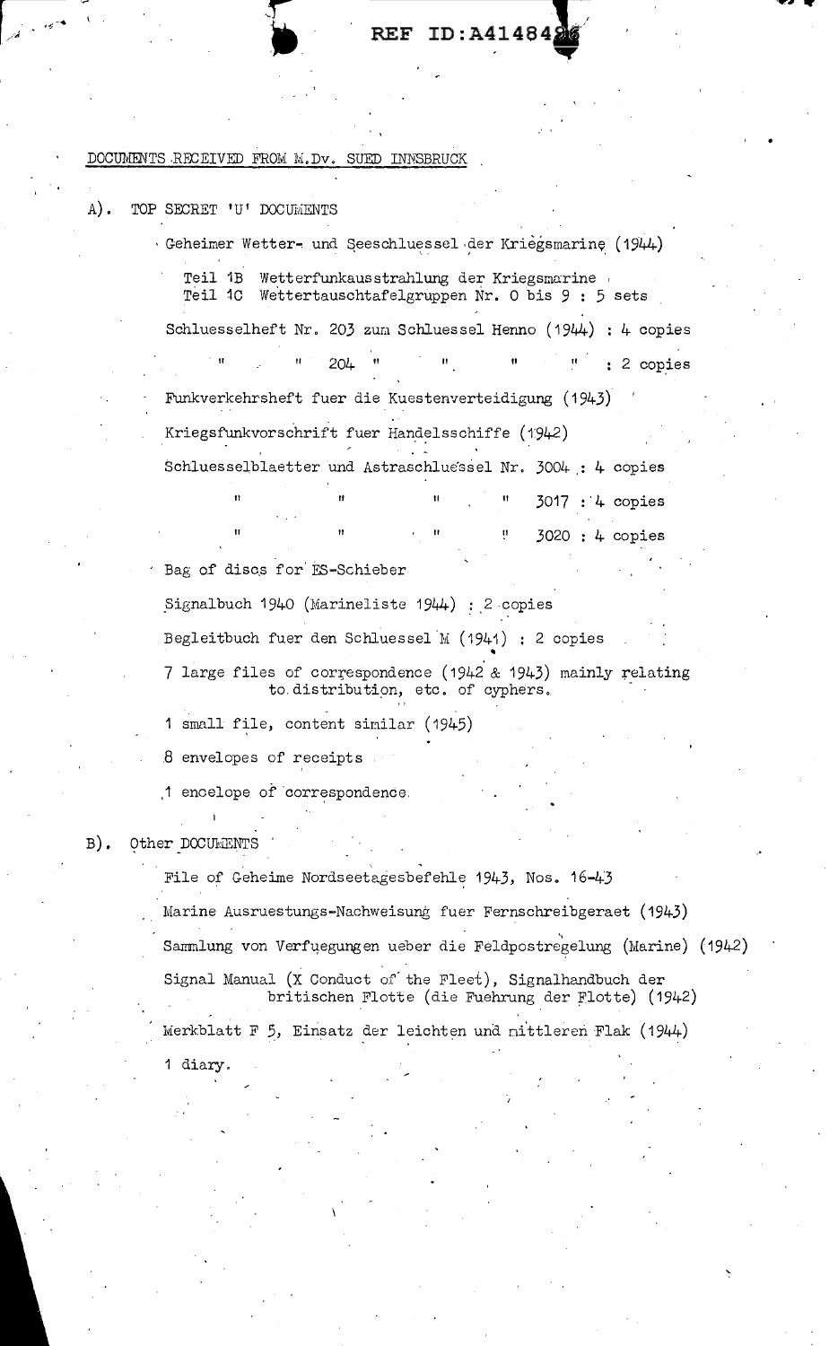REF ID:A414846

DOCUMENTS RECEIVED FROM M.Dv. SUED INNSBRUCK

A). TOP SECRET 'U' DOCUMENTS

Geheimer Wetter- und Seeschluessel der Kriegsmarine (1944)

Teil 1B Wetterfunkausstrahlung der Kriegsmarine
Teil 1C Wettertauschtafelgruppen Nr. 0 bis 9 : 5 sets

Schluesselheft Nr. 203 zum Schluessel Henno (1944) : 4 copies

" " 204 " " " " : 2 copies

Funkverkehrsheft fuer die Kuestenverteidigung (1943)

Kriegsfunkvorschrift fuer Handelsschiffe (1942)

Schluesselblaetter und Astraschluessel Nr. 3004 : 4 copies

" " " " 3017 : 4 copies

" " " " 3020 : 4 copies

Bag of discs for ES-Schieber

Signalbuch 1940 (Marineliste 1944) : 2 copies

Begleitbuch fuer den Schluessel M (1941) : 2 copies

7 large files of correspondence (1942 & 1943) mainly relating to distribution, etc. of cyphers.

1 small file, content similar (1945)

8 envelopes of receipts

1 encelope of correspondence.

B). Other DOCUMENTS

File of Geheime Nordseetagesbefehle 1943, Nos. 16-43

Marine Ausruestungs-Nachweisung fuer Fernschreibgeraet (1943)

Sammlung von Verfuegungen ueber die Feldpostregelung (Marine) (1942)

Signal Manual (X Conduct of the Fleet), Signalhandbuch der britischen Flotte (die Fuehrung der Flotte) (1942)

Merkblatt F 5, Einsatz der leichten und mittleren Flak (1944)

1 diary.